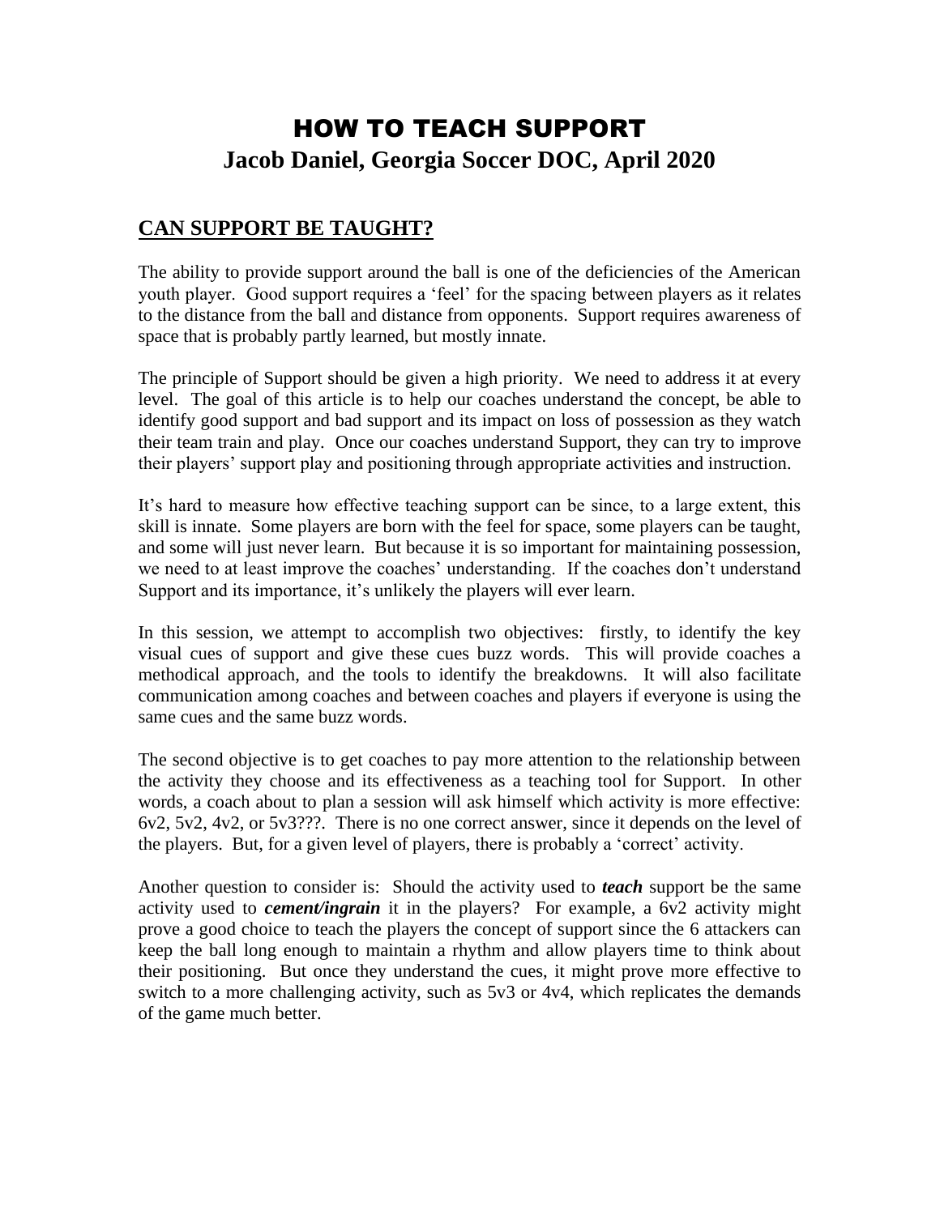# HOW TO TEACH SUPPORT

## Jacob Daniel, Georgia Soccer DOC, April 2020

## CAN SUPPORT BE TAUGHT?

The ability to provide support around the ball is one of the deficiencies of the American youth player. Good support requires a 'feel' for the spacing between players as it relates to the distance from the ball and distance from opponents. Support requires awareness of space that is probably partly learned, but mostly innate.

The principle of Support should be given a high priority. We need to address it at every level. The goal of this article is to help our coaches understand the concept, be able to identify good support and bad support and its impact on loss of possession as they watch their team train and play. Once our coaches understand Support, they can try to improve their players' support play and positioning through appropriate activities and instruction.

It's hard to measure how effective teaching support can be since, to a large extent, this skill is innate. Some players are born with the feel for space, some players can be taught, and some will just never learn. But because it is so important for maintaining possession, we need to at least improve the coaches' understanding. If the coaches don't understand Support and its importance, it's unlikely the players will ever learn.

In this session, we attempt to accomplish two objectives: firstly, to identify the key visual cues of support and give these cues buzz words. This will provide coaches a methodical approach, and the tools to identify the breakdowns. It will also facilitate communication among coaches and between coaches and players if everyone is using the same cues and the same buzz words.

The second objective is to get coaches to pay more attention to the relationship between the activity they choose and its effectiveness as a teaching tool for Support. In other words, a coach about to plan a session will ask himself which activity is more effective: 6v2, 5v2, 4v2, or 5v3???. There is no one correct answer, since it depends on the level of the players. But, for a given level of players, there is probably a 'correct' activity.

Another question to consider is: Should the activity used to ***teach*** support be the same activity used to ***cement/ingrain*** it in the players? For example, a 6v2 activity might prove a good choice to teach the players the concept of support since the 6 attackers can keep the ball long enough to maintain a rhythm and allow players time to think about their positioning. But once they understand the cues, it might prove more effective to switch to a more challenging activity, such as 5v3 or 4v4, which replicates the demands of the game much better.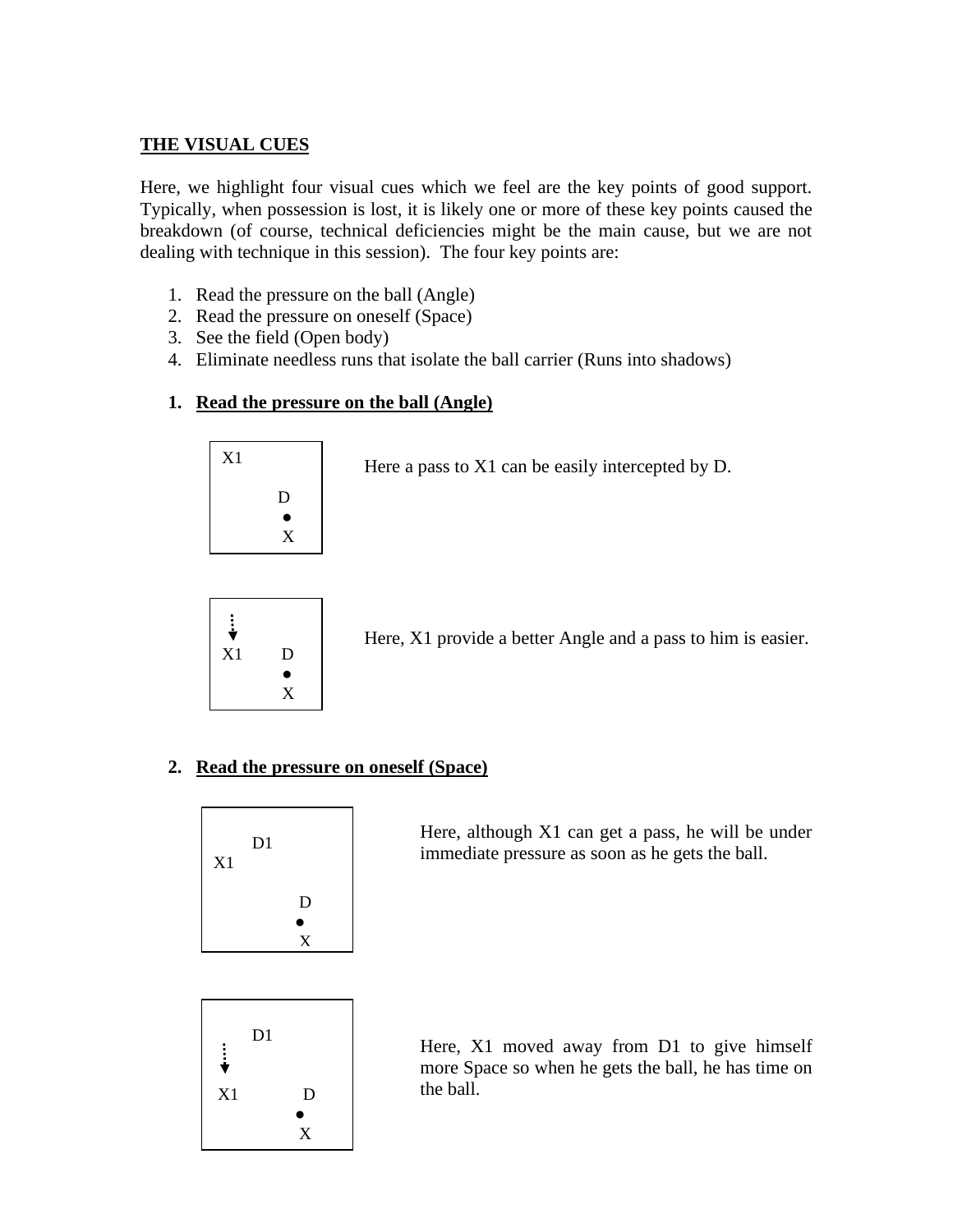**THE VISUAL CUES**

Here, we highlight four visual cues which we feel are the key points of good support. Typically, when possession is lost, it is likely one or more of these key points caused the breakdown (of course, technical deficiencies might be the main cause, but we are not dealing with technique in this session). The four key points are:

1. Read the pressure on the ball (Angle)
2. Read the pressure on oneself (Space)
3. See the field (Open body)
4. Eliminate needless runs that isolate the ball carrier (Runs into shadows)

**1. Read the pressure on the ball (Angle)**

```
X1

        D
        ●
        X
```

Here a pass to X1 can be easily intercepted by D.

```
 ⁞
 ▼
X1      D
        ●
        X
```

Here, X1 provide a better Angle and a pass to him is easier.

**2. Read the pressure on oneself (Space)**

```
     D1
X1

            D
            ●
            X
```

Here, although X1 can get a pass, he will be under immediate pressure as soon as he gets the ball.

```
     D1
 ⁞
 ▼
X1          D
            ●
            X
```

Here, X1 moved away from D1 to give himself more Space so when he gets the ball, he has time on the ball.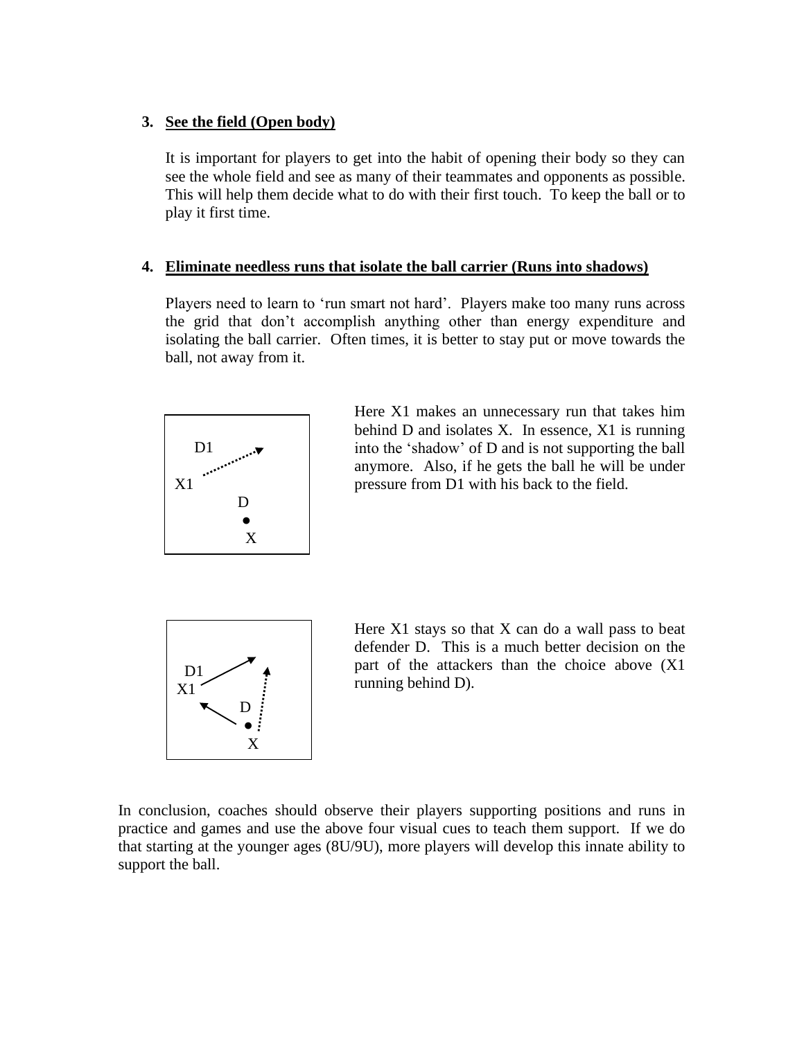3. **See the field (Open body)**

   It is important for players to get into the habit of opening their body so they can see the whole field and see as many of their teammates and opponents as possible. This will help them decide what to do with their first touch. To keep the ball or to play it first time.

4. **Eliminate needless runs that isolate the ball carrier (Runs into shadows)**

   Players need to learn to 'run smart not hard'. Players make too many runs across the grid that don't accomplish anything other than energy expenditure and isolating the ball carrier. Often times, it is better to stay put or move towards the ball, not away from it.

D1

X1

D

X

Here X1 makes an unnecessary run that takes him behind D and isolates X. In essence, X1 is running into the 'shadow' of D and is not supporting the ball anymore. Also, if he gets the ball he will be under pressure from D1 with his back to the field.

D1

X1

D

X

Here X1 stays so that X can do a wall pass to beat defender D. This is a much better decision on the part of the attackers than the choice above (X1 running behind D).

In conclusion, coaches should observe their players supporting positions and runs in practice and games and use the above four visual cues to teach them support. If we do that starting at the younger ages (8U/9U), more players will develop this innate ability to support the ball.